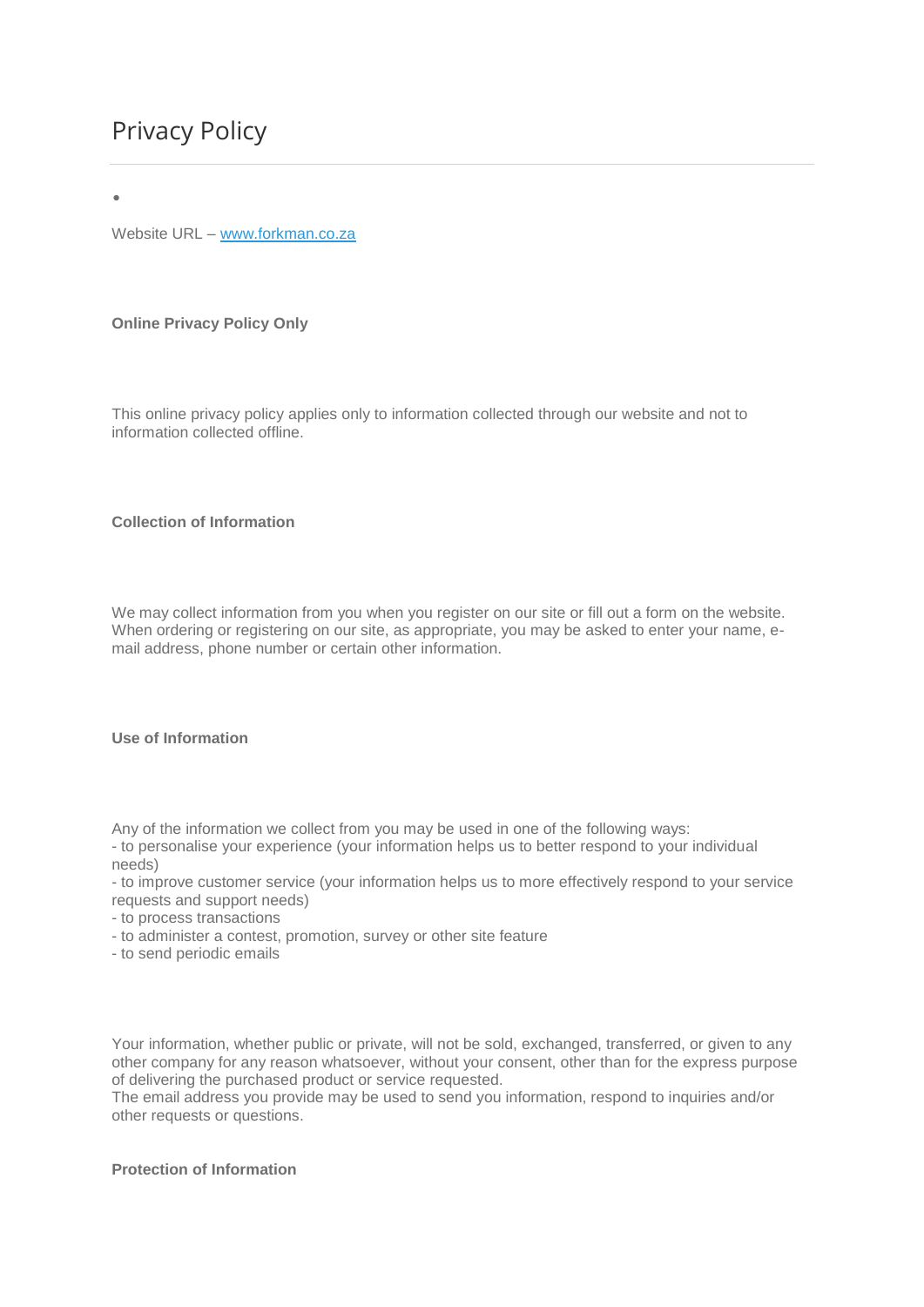# Privacy Policy

---

•

Website URL – [www.forkman.co.za](www.forkman.co.za)

**Online Privacy Policy Only**

This online privacy policy applies only to information collected through our website and not to information collected offline.

**Collection of Information**

We may collect information from you when you register on our site or fill out a form on the website. When ordering or registering on our site, as appropriate, you may be asked to enter your name, e-mail address, phone number or certain other information.

**Use of Information**

Any of the information we collect from you may be used in one of the following ways:
- to personalise your experience (your information helps us to better respond to your individual needs)
- to improve customer service (your information helps us to more effectively respond to your service requests and support needs)
- to process transactions
- to administer a contest, promotion, survey or other site feature
- to send periodic emails

Your information, whether public or private, will not be sold, exchanged, transferred, or given to any other company for any reason whatsoever, without your consent, other than for the express purpose of delivering the purchased product or service requested.
The email address you provide may be used to send you information, respond to inquiries and/or other requests or questions.

**Protection of Information**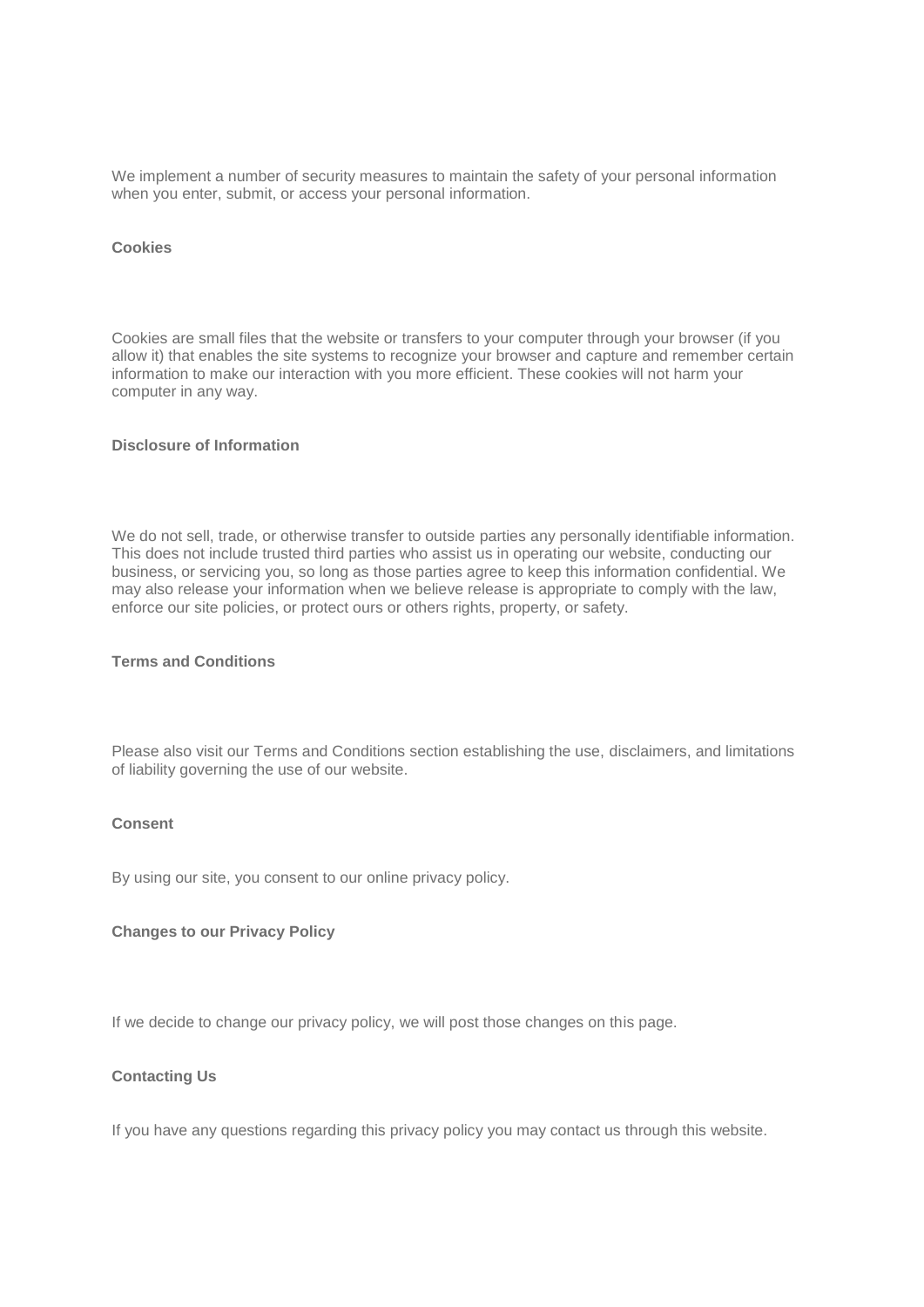We implement a number of security measures to maintain the safety of your personal information when you enter, submit, or access your personal information.

**Cookies**

Cookies are small files that the website or transfers to your computer through your browser (if you allow it) that enables the site systems to recognize your browser and capture and remember certain information to make our interaction with you more efficient. These cookies will not harm your computer in any way.

**Disclosure of Information**

We do not sell, trade, or otherwise transfer to outside parties any personally identifiable information. This does not include trusted third parties who assist us in operating our website, conducting our business, or servicing you, so long as those parties agree to keep this information confidential. We may also release your information when we believe release is appropriate to comply with the law, enforce our site policies, or protect ours or others rights, property, or safety.

**Terms and Conditions**

Please also visit our Terms and Conditions section establishing the use, disclaimers, and limitations of liability governing the use of our website.

**Consent**

By using our site, you consent to our online privacy policy.

**Changes to our Privacy Policy**

If we decide to change our privacy policy, we will post those changes on this page.

**Contacting Us**

If you have any questions regarding this privacy policy you may contact us through this website.